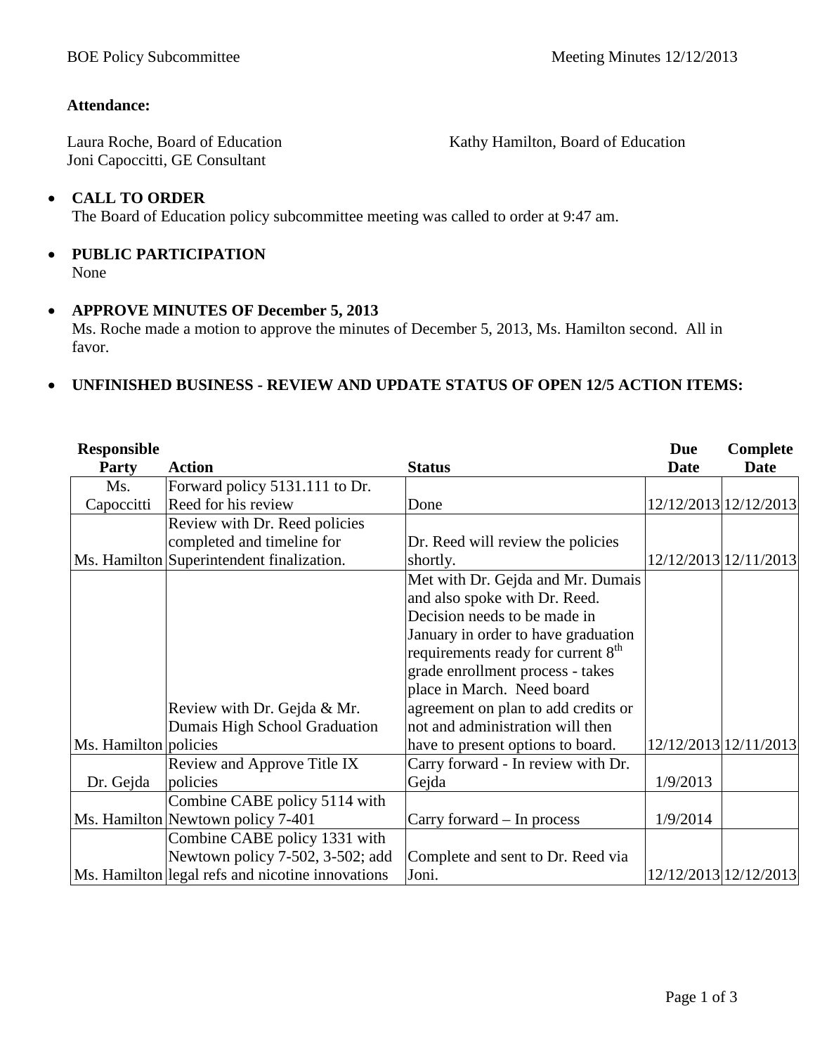BOE Policy Subcommittee Meeting Minutes 12/12/2013

**Attendance:**

Laura Roche, Board of Education
Kathy Hamilton, Board of Education
Joni Capoccitti, GE Consultant

- **CALL TO ORDER**
  The Board of Education policy subcommittee meeting was called to order at 9:47 am.

- **PUBLIC PARTICIPATION**
  None

- **APPROVE MINUTES OF December 5, 2013**
  Ms. Roche made a motion to approve the minutes of December 5, 2013, Ms. Hamilton second. All in favor.

- **UNFINISHED BUSINESS - REVIEW AND UPDATE STATUS OF OPEN 12/5 ACTION ITEMS:**

| Responsible Party | Action | Status | Due Date | Complete Date |
|---|---|---|---|---|
| Ms. Capoccitti | Forward policy 5131.111 to Dr. Reed for his review | Done | 12/12/2013 | 12/12/2013 |
| Ms. Hamilton | Review with Dr. Reed policies completed and timeline for Superintendent finalization. | Dr. Reed will review the policies shortly. | 12/12/2013 | 12/11/2013 |
| Ms. Hamilton | Review with Dr. Gejda & Mr. Dumais High School Graduation policies | Met with Dr. Gejda and Mr. Dumais and also spoke with Dr. Reed. Decision needs to be made in January in order to have graduation requirements ready for current 8th grade enrollment process - takes place in March. Need board agreement on plan to add credits or not and administration will then have to present options to board. | 12/12/2013 | 12/11/2013 |
| Dr. Gejda | Review and Approve Title IX policies | Carry forward - In review with Dr. Gejda | 1/9/2013 | |
| Ms. Hamilton | Combine CABE policy 5114 with Newtown policy 7-401 | Carry forward – In process | 1/9/2014 | |
| Ms. Hamilton | Combine CABE policy 1331 with Newtown policy 7-502, 3-502; add legal refs and nicotine innovations | Complete and sent to Dr. Reed via Joni. | 12/12/2013 | 12/12/2013 |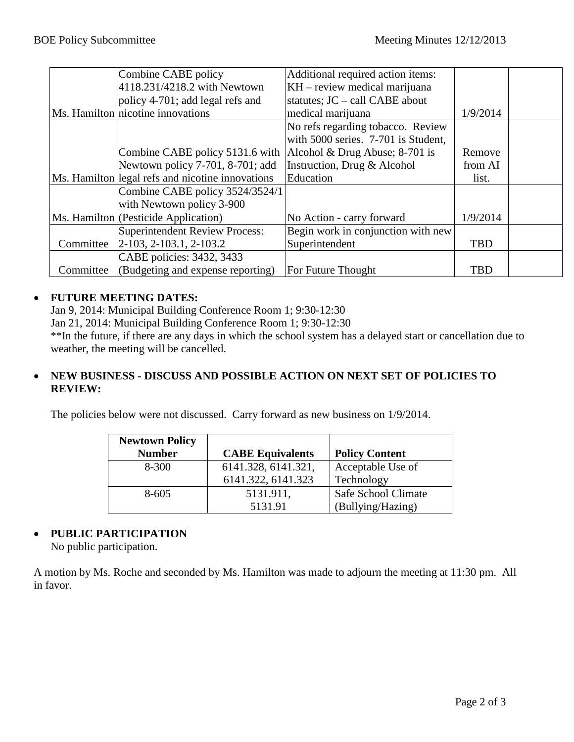| | | | | |
|---|---|---|---|---|
| Ms. Hamilton | Combine CABE policy 4118.231/4218.2 with Newtown policy 4-701; add legal refs and nicotine innovations | Additional required action items: KH – review medical marijuana statutes; JC – call CABE about medical marijuana | 1/9/2014 | |
| Ms. Hamilton | Combine CABE policy 5131.6 with Newtown policy 7-701, 8-701; add legal refs and nicotine innovations | No refs regarding tobacco. Review with 5000 series. 7-701 is Student, Alcohol & Drug Abuse; 8-701 is Instruction, Drug & Alcohol Education | Remove from AI list. | |
| Ms. Hamilton | Combine CABE policy 3524/3524/1 with Newtown policy 3-900 (Pesticide Application) | No Action - carry forward | 1/9/2014 | |
| Committee | Superintendent Review Process: 2-103, 2-103.1, 2-103.2 | Begin work in conjunction with new Superintendent | TBD | |
| Committee | CABE policies: 3432, 3433 (Budgeting and expense reporting) | For Future Thought | TBD | |

- **FUTURE MEETING DATES:**
  Jan 9, 2014: Municipal Building Conference Room 1; 9:30-12:30
  Jan 21, 2014: Municipal Building Conference Room 1; 9:30-12:30
  **In the future, if there are any days in which the school system has a delayed start or cancellation due to weather, the meeting will be cancelled.

- **NEW BUSINESS - DISCUSS AND POSSIBLE ACTION ON NEXT SET OF POLICIES TO REVIEW:**

  The policies below were not discussed. Carry forward as new business on 1/9/2014.

| Newtown Policy Number | CABE Equivalents | Policy Content |
|---|---|---|
| 8-300 | 6141.328, 6141.321, 6141.322, 6141.323 | Acceptable Use of Technology |
| 8-605 | 5131.911, 5131.91 | Safe School Climate (Bullying/Hazing) |

- **PUBLIC PARTICIPATION**
  No public participation.

A motion by Ms. Roche and seconded by Ms. Hamilton was made to adjourn the meeting at 11:30 pm. All in favor.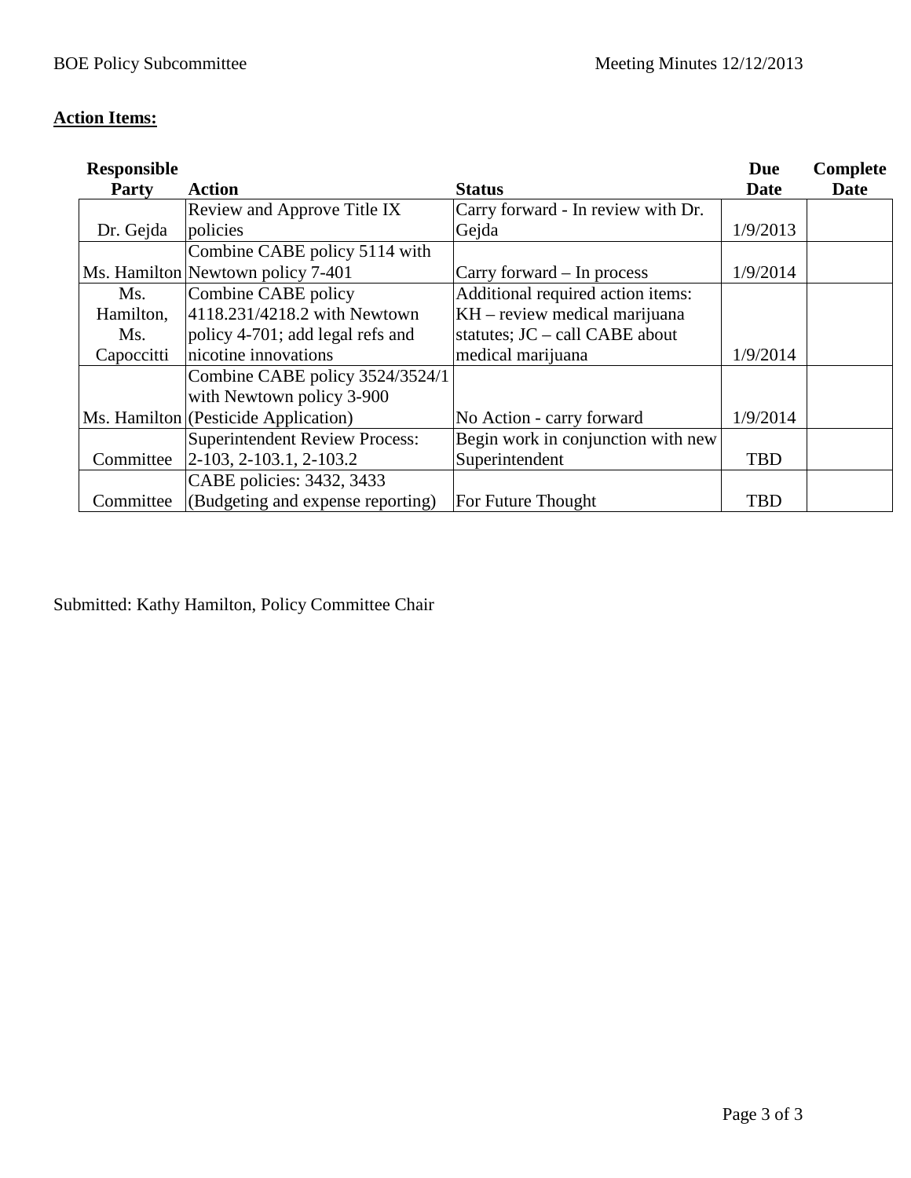**Action Items:**

| Responsible Party | Action | Status | Due Date | Complete Date |
|---|---|---|---|---|
| Dr. Gejda | Review and Approve Title IX policies | Carry forward - In review with Dr. Gejda | 1/9/2013 | |
| Ms. Hamilton | Combine CABE policy 5114 with Newtown policy 7-401 | Carry forward – In process | 1/9/2014 | |
| Ms. Hamilton, Ms. Capoccitti | Combine CABE policy 4118.231/4218.2 with Newtown policy 4-701; add legal refs and nicotine innovations | Additional required action items: KH – review medical marijuana statutes; JC – call CABE about medical marijuana | 1/9/2014 | |
| Ms. Hamilton | Combine CABE policy 3524/3524/1 with Newtown policy 3-900 (Pesticide Application) | No Action - carry forward | 1/9/2014 | |
| Committee | Superintendent Review Process: 2-103, 2-103.1, 2-103.2 | Begin work in conjunction with new Superintendent | TBD | |
| Committee | CABE policies: 3432, 3433 (Budgeting and expense reporting) | For Future Thought | TBD | |

Submitted: Kathy Hamilton, Policy Committee Chair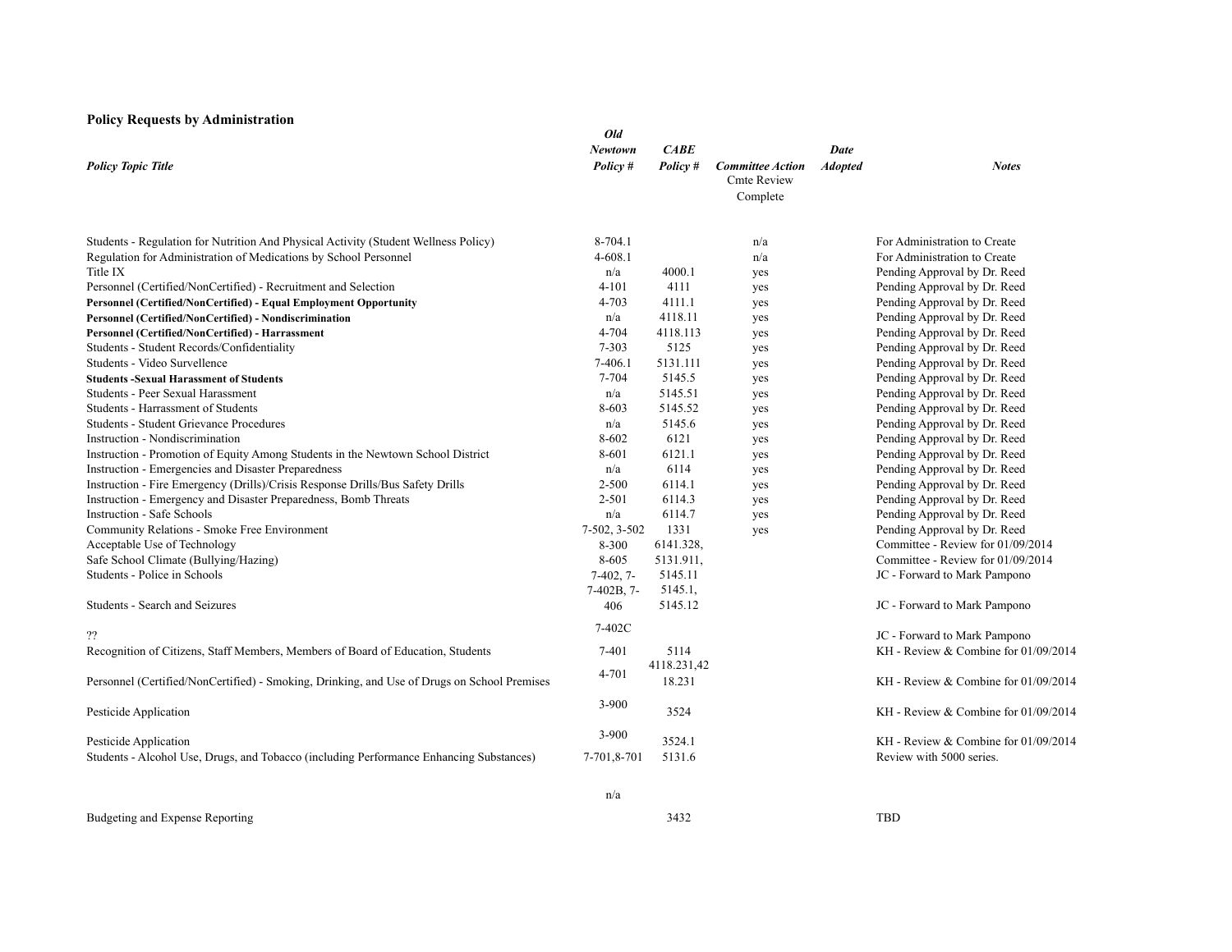### Policy Requests by Administration

| *Policy Topic Title* | *Old Newtown Policy #* | *CABE Policy #* | *Committee Action* Cmte Review Complete | *Date Adopted* | *Notes* |
|---|---|---|---|---|---|
| Students - Regulation for Nutrition And Physical Activity (Student Wellness Policy) | 8-704.1 | | n/a | | For Administration to Create |
| Regulation for Administration of Medications by School Personnel | 4-608.1 | | n/a | | For Administration to Create |
| Title IX | n/a | 4000.1 | yes | | Pending Approval by Dr. Reed |
| Personnel (Certified/NonCertified) - Recruitment and Selection | 4-101 | 4111 | yes | | Pending Approval by Dr. Reed |
| **Personnel (Certified/NonCertified) - Equal Employment Opportunity** | 4-703 | 4111.1 | yes | | Pending Approval by Dr. Reed |
| **Personnel (Certified/NonCertified) - Nondiscrimination** | n/a | 4118.11 | yes | | Pending Approval by Dr. Reed |
| **Personnel (Certified/NonCertified) - Harrassment** | 4-704 | 4118.113 | yes | | Pending Approval by Dr. Reed |
| Students - Student Records/Confidentiality | 7-303 | 5125 | yes | | Pending Approval by Dr. Reed |
| Students - Video Survellence | 7-406.1 | 5131.111 | yes | | Pending Approval by Dr. Reed |
| **Students -Sexual Harassment of Students** | 7-704 | 5145.5 | yes | | Pending Approval by Dr. Reed |
| Students - Peer Sexual Harassment | n/a | 5145.51 | yes | | Pending Approval by Dr. Reed |
| Students - Harrassment of Students | 8-603 | 5145.52 | yes | | Pending Approval by Dr. Reed |
| Students - Student Grievance Procedures | n/a | 5145.6 | yes | | Pending Approval by Dr. Reed |
| Instruction - Nondiscrimination | 8-602 | 6121 | yes | | Pending Approval by Dr. Reed |
| Instruction - Promotion of Equity Among Students in the Newtown School District | 8-601 | 6121.1 | yes | | Pending Approval by Dr. Reed |
| Instruction - Emergencies and Disaster Preparedness | n/a | 6114 | yes | | Pending Approval by Dr. Reed |
| Instruction - Fire Emergency (Drills)/Crisis Response Drills/Bus Safety Drills | 2-500 | 6114.1 | yes | | Pending Approval by Dr. Reed |
| Instruction - Emergency and Disaster Preparedness, Bomb Threats | 2-501 | 6114.3 | yes | | Pending Approval by Dr. Reed |
| Instruction - Safe Schools | n/a | 6114.7 | yes | | Pending Approval by Dr. Reed |
| Community Relations - Smoke Free Environment | 7-502, 3-502 | 1331 | yes | | Pending Approval by Dr. Reed |
| Acceptable Use of Technology | 8-300 | 6141.328, | | | Committee - Review for 01/09/2014 |
| Safe School Climate (Bullying/Hazing) | 8-605 | 5131.911, | | | Committee - Review for 01/09/2014 |
| Students - Police in Schools | 7-402, 7- | 5145.11 | | | JC - Forward to Mark Pampono |
| Students - Search and Seizures | 7-402B, 7-406 | 5145.1, 5145.12 | | | JC - Forward to Mark Pampono |
| ?? | 7-402C | | | | JC - Forward to Mark Pampono |
| Recognition of Citizens, Staff Members, Members of Board of Education, Students | 7-401 | 5114 | | | KH - Review & Combine for 01/09/2014 |
| Personnel (Certified/NonCertified) - Smoking, Drinking, and Use of Drugs on School Premises | 4-701 | 4118.231,4218.231 | | | KH - Review & Combine for 01/09/2014 |
| Pesticide Application | 3-900 | 3524 | | | KH - Review & Combine for 01/09/2014 |
| Pesticide Application | 3-900 | 3524.1 | | | KH - Review & Combine for 01/09/2014 |
| Students - Alcohol Use, Drugs, and Tobacco (including Performance Enhancing Substances) | 7-701,8-701 | 5131.6 | | | Review with 5000 series. |
| Budgeting and Expense Reporting | n/a | 3432 | | | TBD |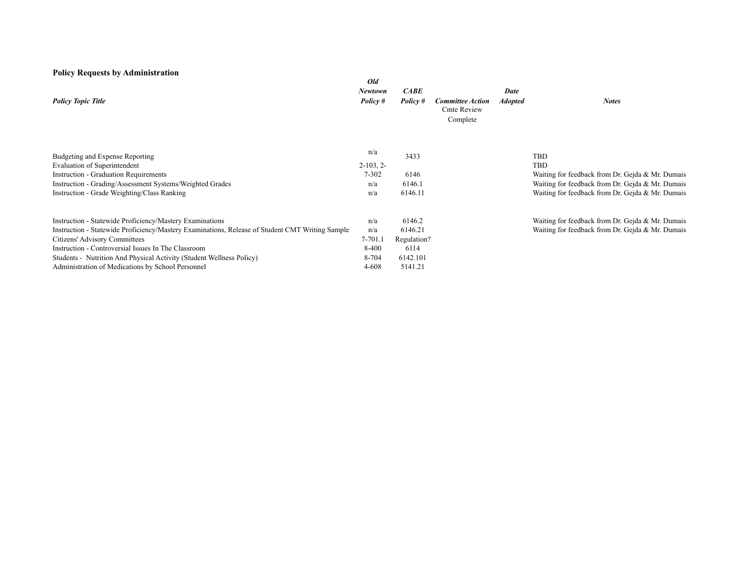**Policy Requests by Administration**

| *Policy Topic Title* | *Old Newtown Policy #* | *CABE Policy #* | *Committee Action* Cmte Review Complete | *Date Adopted* | *Notes* |
|---|---|---|---|---|---|
| Budgeting and Expense Reporting | n/a | 3433 | | | TBD |
| Evaluation of Superintendent | 2-103, 2- | | | | TBD |
| Instruction - Graduation Requirements | 7-302 | 6146 | | | Waiting for feedback from Dr. Gejda & Mr. Dumais |
| Instruction - Grading/Assessment Systems/Weighted Grades | n/a | 6146.1 | | | Waiting for feedback from Dr. Gejda & Mr. Dumais |
| Instruction - Grade Weighting/Class Ranking | n/a | 6146.11 | | | Waiting for feedback from Dr. Gejda & Mr. Dumais |
| Instruction - Statewide Proficiency/Mastery Examinations | n/a | 6146.2 | | | Waiting for feedback from Dr. Gejda & Mr. Dumais |
| Instruction - Statewide Proficiency/Mastery Examinations, Release of Student CMT Writing Sample | n/a | 6146.21 | | | Waiting for feedback from Dr. Gejda & Mr. Dumais |
| Citizens' Advisory Committees | 7-701.1 | Regulation? | | | |
| Instruction - Controversial Issues In The Classroom | 8-400 | 6114 | | | |
| Students - Nutrition And Physical Activity (Student Wellness Policy) | 8-704 | 6142.101 | | | |
| Administration of Medications by School Personnel | 4-608 | 5141.21 | | | |